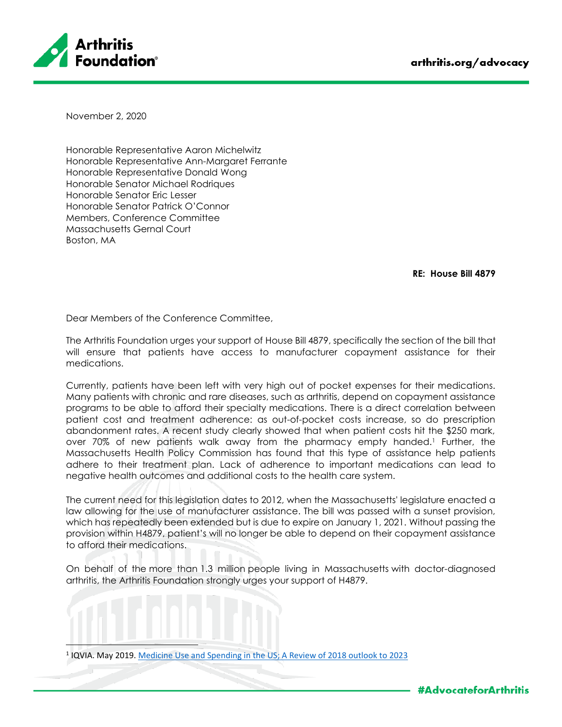November 2, 2020

Honorable Representative Aaron Michelwitz
Honorable Representative Ann-Margaret Ferrante
Honorable Representative Donald Wong
Honorable Senator Michael Rodriques
Honorable Senator Eric Lesser
Honorable Senator Patrick O'Connor
Members, Conference Committee
Massachusetts Gernal Court
Boston, MA

**RE: House Bill 4879**

Dear Members of the Conference Committee,

The Arthritis Foundation urges your support of House Bill 4879, specifically the section of the bill that will ensure that patients have access to manufacturer copayment assistance for their medications.

Currently, patients have been left with very high out of pocket expenses for their medications. Many patients with chronic and rare diseases, such as arthritis, depend on copayment assistance programs to be able to afford their specialty medications. There is a direct correlation between patient cost and treatment adherence: as out-of-pocket costs increase, so do prescription abandonment rates. A recent study clearly showed that when patient costs hit the $250 mark, over 70% of new patients walk away from the pharmacy empty handed.[1] Further, the Massachusetts Health Policy Commission has found that this type of assistance help patients adhere to their treatment plan. Lack of adherence to important medications can lead to negative health outcomes and additional costs to the health care system.

The current need for this legislation dates to 2012, when the Massachusetts' legislature enacted a law allowing for the use of manufacturer assistance. The bill was passed with a sunset provision, which has repeatedly been extended but is due to expire on January 1, 2021. Without passing the provision within H4879, patient's will no longer be able to depend on their copayment assistance to afford their medications.

On behalf of the more than 1.3 million people living in Massachusetts with doctor-diagnosed arthritis, the Arthritis Foundation strongly urges your support of H4879.

---

[1] IQVIA. May 2019. [Medicine Use and Spending in the US; A Review of 2018 outlook to 2023]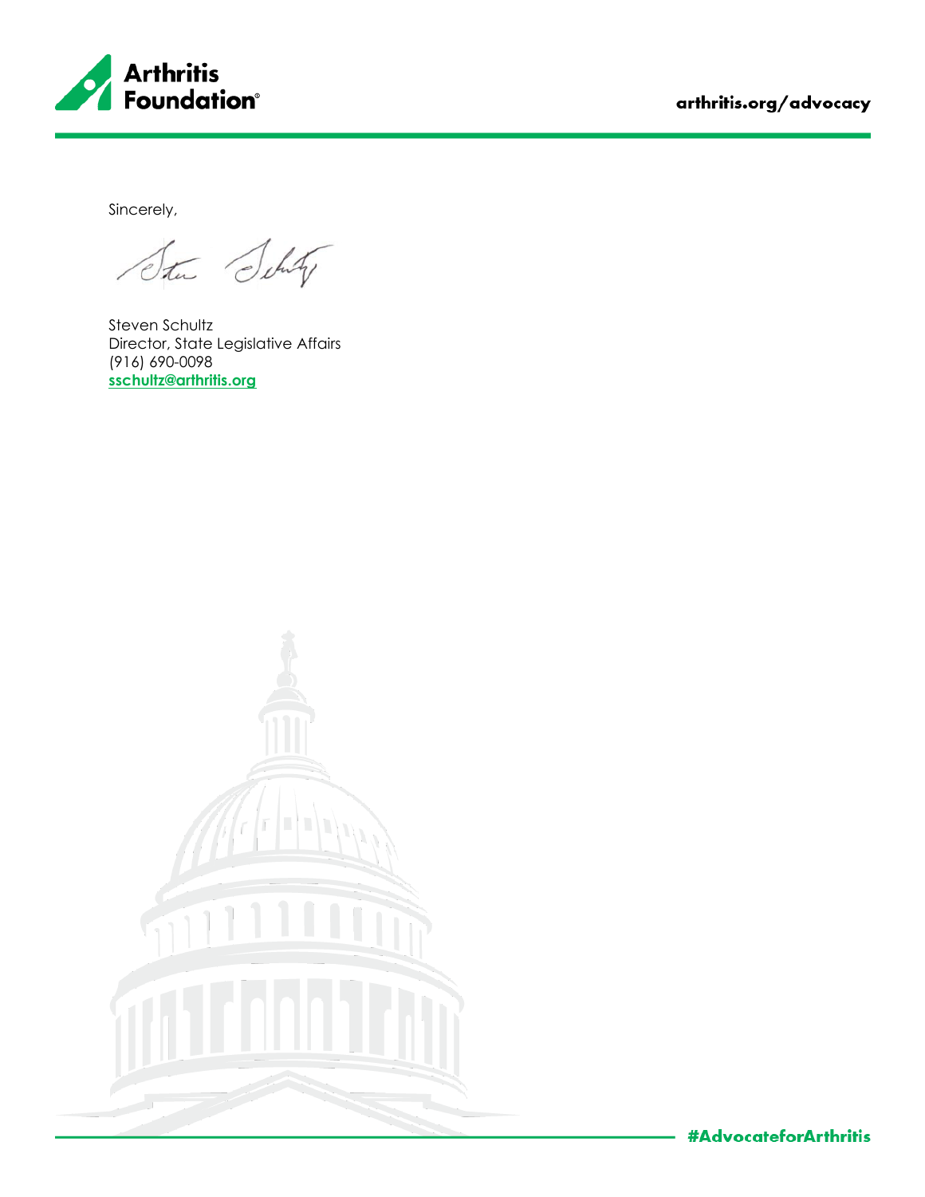Sincerely,

Steven Schultz
Director, State Legislative Affairs
(916) 690-0098
**sschultz@arthritis.org**